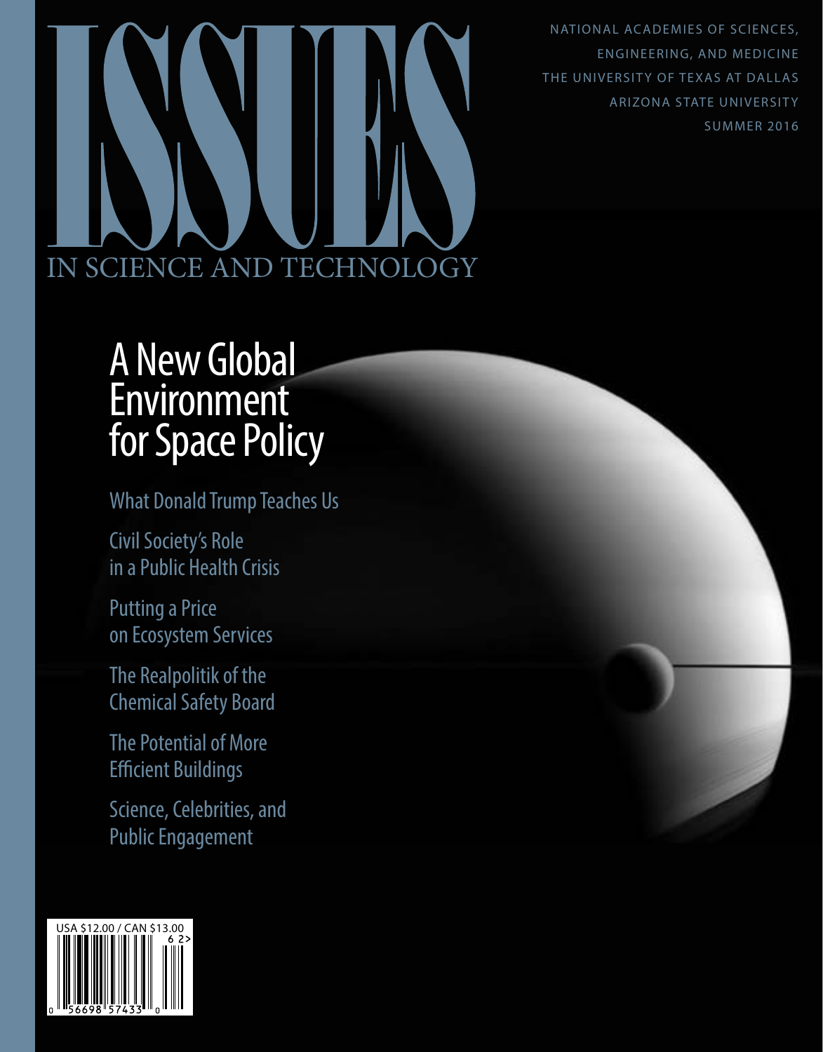# ISSUES IN SCIENCE AND TECHNOLOGY

NATIONAL ACADEMIES OF SCIENCES, ENGINEERING, AND MEDICINE
THE UNIVERSITY OF TEXAS AT DALLAS
ARIZONA STATE UNIVERSITY
SUMMER 2016

## A New Global Environment for Space Policy

What Donald Trump Teaches Us

Civil Society's Role in a Public Health Crisis

Putting a Price on Ecosystem Services

The Realpolitik of the Chemical Safety Board

The Potential of More Efficient Buildings

Science, Celebrities, and Public Engagement

USA $12.00 / CAN $13.00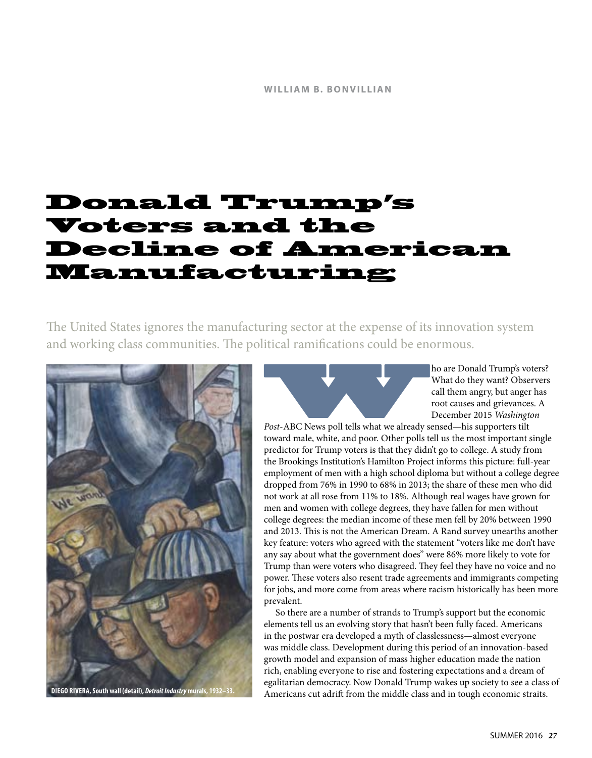WILLIAM B. BONVILLIAN

# Donald Trump's Voters and the Decline of American Manufacturing

The United States ignores the manufacturing sector at the expense of its innovation system and working class communities. The political ramifications could be enormous.

DIEGO RIVERA, South wall (detail), *Detroit Industry* murals, 1932–33.

Who are Donald Trump's voters? What do they want? Observers call them angry, but anger has root causes and grievances. A December 2015 *Washington Post*-ABC News poll tells what we already sensed—his supporters tilt toward male, white, and poor. Other polls tell us the most important single predictor for Trump voters is that they didn't go to college. A study from the Brookings Institution's Hamilton Project informs this picture: full-year employment of men with a high school diploma but without a college degree dropped from 76% in 1990 to 68% in 2013; the share of these men who did not work at all rose from 11% to 18%. Although real wages have grown for men and women with college degrees, they have fallen for men without college degrees: the median income of these men fell by 20% between 1990 and 2013. This is not the American Dream. A Rand survey unearths another key feature: voters who agreed with the statement "voters like me don't have any say about what the government does" were 86% more likely to vote for Trump than were voters who disagreed. They feel they have no voice and no power. These voters also resent trade agreements and immigrants competing for jobs, and more come from areas where racism historically has been more prevalent.

So there are a number of strands to Trump's support but the economic elements tell us an evolving story that hasn't been fully faced. Americans in the postwar era developed a myth of classlessness—almost everyone was middle class. Development during this period of an innovation-based growth model and expansion of mass higher education made the nation rich, enabling everyone to rise and fostering expectations and a dream of egalitarian democracy. Now Donald Trump wakes up society to see a class of Americans cut adrift from the middle class and in tough economic straits.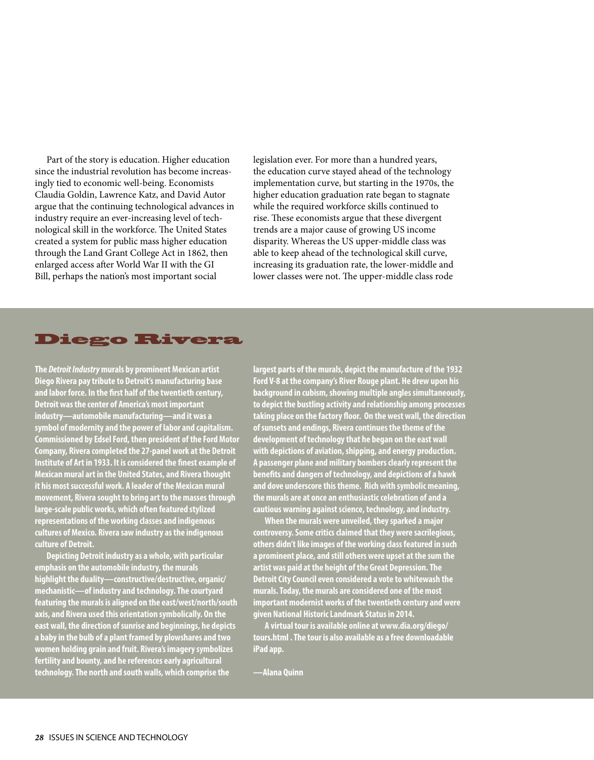Part of the story is education. Higher education since the industrial revolution has become increasingly tied to economic well-being. Economists Claudia Goldin, Lawrence Katz, and David Autor argue that the continuing technological advances in industry require an ever-increasing level of technological skill in the workforce. The United States created a system for public mass higher education through the Land Grant College Act in 1862, then enlarged access after World War II with the GI Bill, perhaps the nation's most important social legislation ever. For more than a hundred years, the education curve stayed ahead of the technology implementation curve, but starting in the 1970s, the higher education graduation rate began to stagnate while the required workforce skills continued to rise. These economists argue that these divergent trends are a major cause of growing US income disparity. Whereas the US upper-middle class was able to keep ahead of the technological skill curve, increasing its graduation rate, the lower-middle and lower classes were not. The upper-middle class rode

## Diego Rivera

**The *Detroit Industry* murals by prominent Mexican artist Diego Rivera pay tribute to Detroit's manufacturing base and labor force. In the first half of the twentieth century, Detroit was the center of America's most important industry—automobile manufacturing—and it was a symbol of modernity and the power of labor and capitalism. Commissioned by Edsel Ford, then president of the Ford Motor Company, Rivera completed the 27-panel work at the Detroit Institute of Art in 1933. It is considered the finest example of Mexican mural art in the United States, and Rivera thought it his most successful work. A leader of the Mexican mural movement, Rivera sought to bring art to the masses through large-scale public works, which often featured stylized representations of the working classes and indigenous cultures of Mexico. Rivera saw industry as the indigenous culture of Detroit.**

**Depicting Detroit industry as a whole, with particular emphasis on the automobile industry, the murals highlight the duality—constructive/destructive, organic/mechanistic—of industry and technology. The courtyard featuring the murals is aligned on the east/west/north/south axis, and Rivera used this orientation symbolically. On the east wall, the direction of sunrise and beginnings, he depicts a baby in the bulb of a plant framed by plowshares and two women holding grain and fruit. Rivera's imagery symbolizes fertility and bounty, and he references early agricultural technology. The north and south walls, which comprise the largest parts of the murals, depict the manufacture of the 1932 Ford V-8 at the company's River Rouge plant. He drew upon his background in cubism, showing multiple angles simultaneously, to depict the bustling activity and relationship among processes taking place on the factory floor. On the west wall, the direction of sunsets and endings, Rivera continues the theme of the development of technology that he began on the east wall with depictions of aviation, shipping, and energy production. A passenger plane and military bombers clearly represent the benefits and dangers of technology, and depictions of a hawk and dove underscore this theme. Rich with symbolic meaning, the murals are at once an enthusiastic celebration of and a cautious warning against science, technology, and industry.**

**When the murals were unveiled, they sparked a major controversy. Some critics claimed that they were sacrilegious, others didn't like images of the working class featured in such a prominent place, and still others were upset at the sum the artist was paid at the height of the Great Depression. The Detroit City Council even considered a vote to whitewash the murals. Today, the murals are considered one of the most important modernist works of the twentieth century and were given National Historic Landmark Status in 2014.**

**A virtual tour is available online at www.dia.org/diego/tours.html . The tour is also available as a free downloadable iPad app.**

**—Alana Quinn**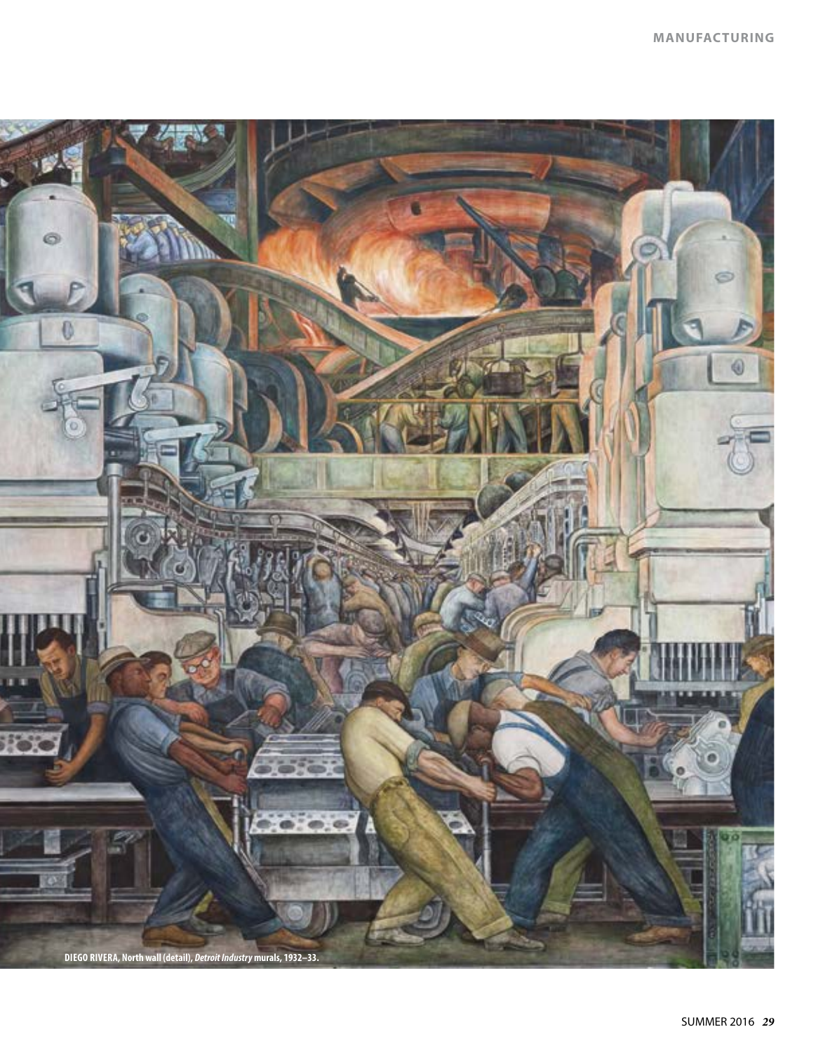DIEGO RIVERA, North wall (detail), *Detroit Industry* murals, 1932–33.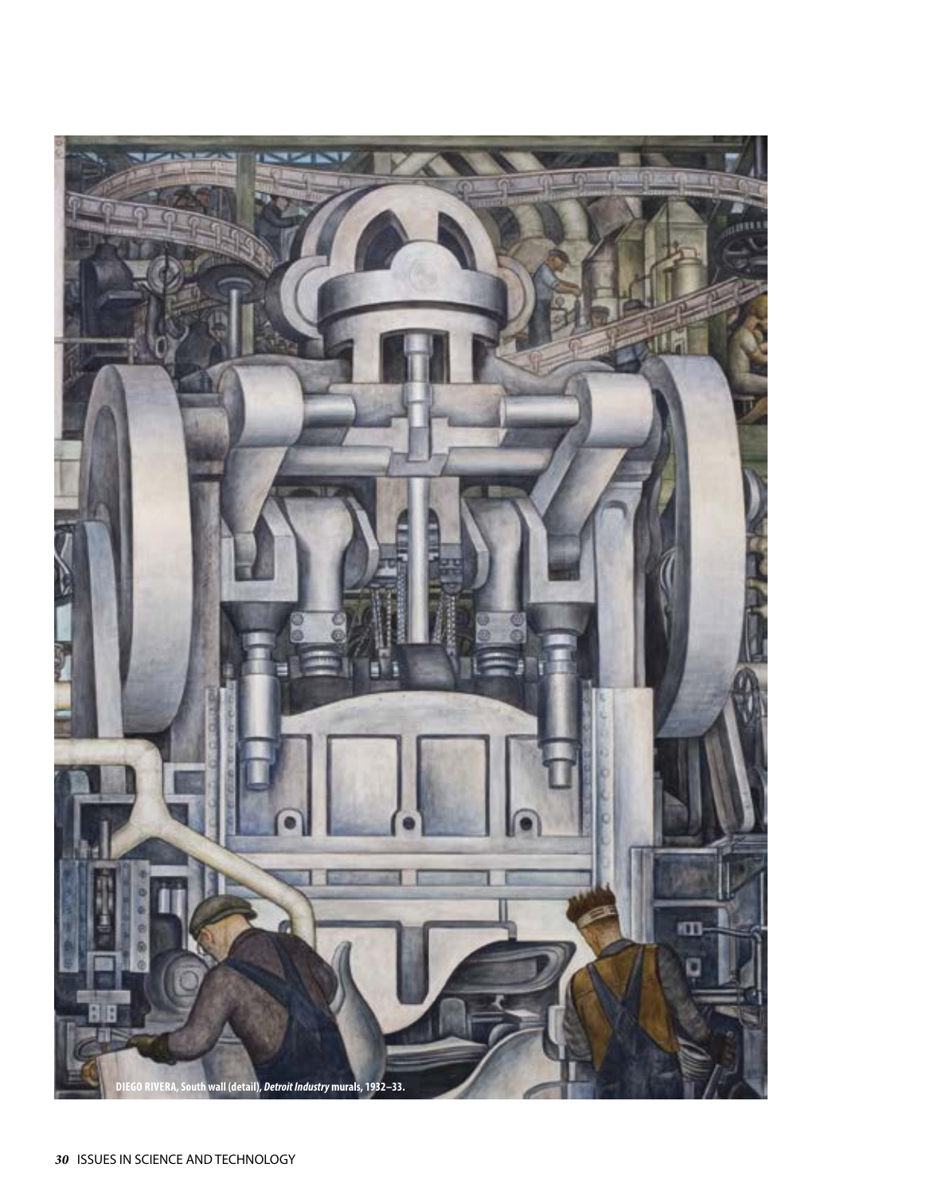DIEGO RIVERA, South wall (detail), *Detroit Industry* murals, 1932–33.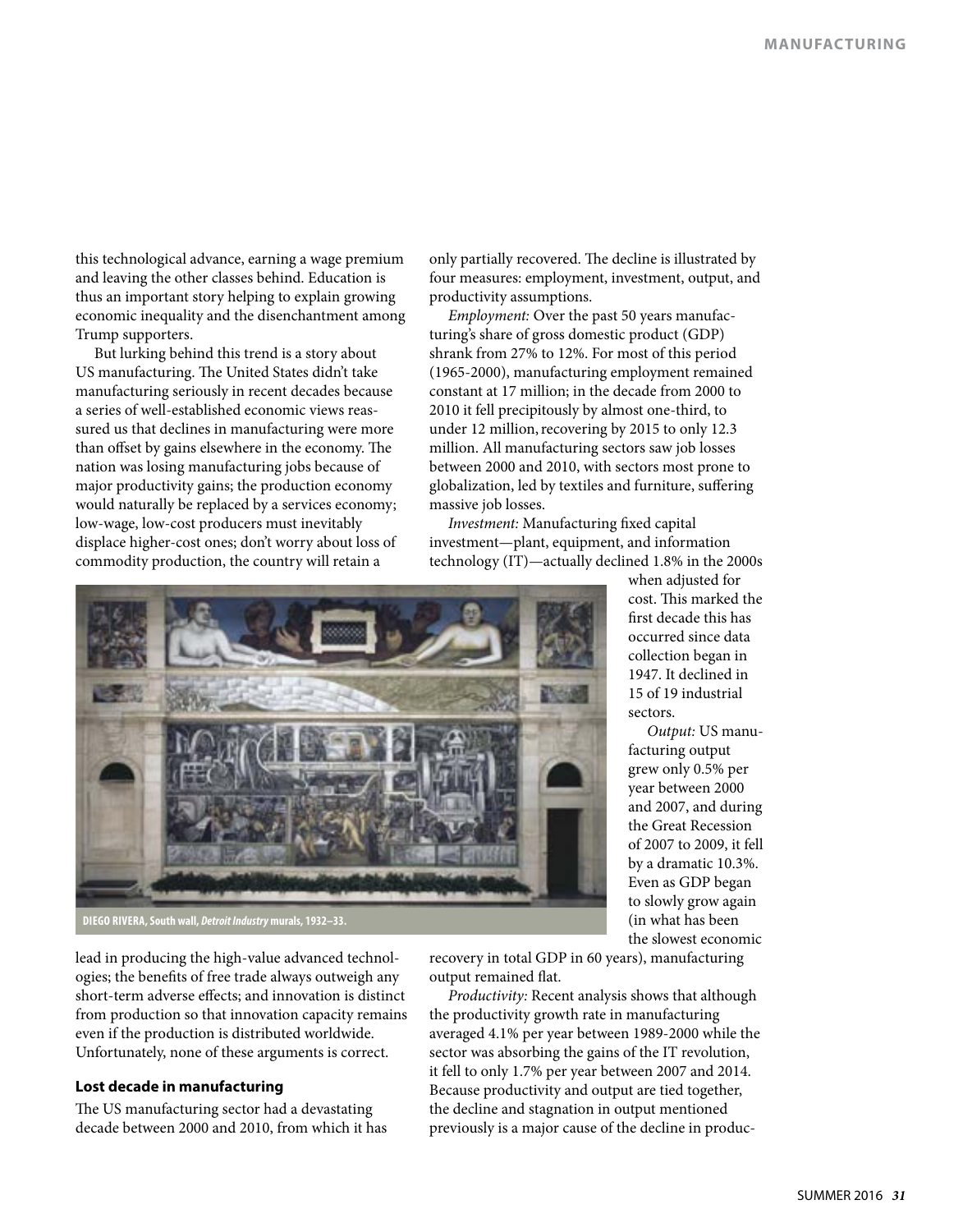this technological advance, earning a wage premium and leaving the other classes behind. Education is thus an important story helping to explain growing economic inequality and the disenchantment among Trump supporters.

But lurking behind this trend is a story about US manufacturing. The United States didn't take manufacturing seriously in recent decades because a series of well-established economic views reassured us that declines in manufacturing were more than offset by gains elsewhere in the economy. The nation was losing manufacturing jobs because of major productivity gains; the production economy would naturally be replaced by a services economy; low-wage, low-cost producers must inevitably displace higher-cost ones; don't worry about loss of commodity production, the country will retain a lead in producing the high-value advanced technologies; the benefits of free trade always outweigh any short-term adverse effects; and innovation is distinct from production so that innovation capacity remains even if the production is distributed worldwide. Unfortunately, none of these arguments is correct.

**DIEGO RIVERA, South wall, *Detroit Industry* murals, 1932–33.**

### Lost decade in manufacturing

The US manufacturing sector had a devastating decade between 2000 and 2010, from which it has only partially recovered. The decline is illustrated by four measures: employment, investment, output, and productivity assumptions.

*Employment:* Over the past 50 years manufacturing's share of gross domestic product (GDP) shrank from 27% to 12%. For most of this period (1965-2000), manufacturing employment remained constant at 17 million; in the decade from 2000 to 2010 it fell precipitously by almost one-third, to under 12 million, recovering by 2015 to only 12.3 million. All manufacturing sectors saw job losses between 2000 and 2010, with sectors most prone to globalization, led by textiles and furniture, suffering massive job losses.

*Investment:* Manufacturing fixed capital investment—plant, equipment, and information technology (IT)—actually declined 1.8% in the 2000s when adjusted for cost. This marked the first decade this has occurred since data collection began in 1947. It declined in 15 of 19 industrial sectors.

*Output:* US manufacturing output grew only 0.5% per year between 2000 and 2007, and during the Great Recession of 2007 to 2009, it fell by a dramatic 10.3%. Even as GDP began to slowly grow again (in what has been the slowest economic recovery in total GDP in 60 years), manufacturing output remained flat.

*Productivity:* Recent analysis shows that although the productivity growth rate in manufacturing averaged 4.1% per year between 1989-2000 while the sector was absorbing the gains of the IT revolution, it fell to only 1.7% per year between 2007 and 2014. Because productivity and output are tied together, the decline and stagnation in output mentioned previously is a major cause of the decline in produc-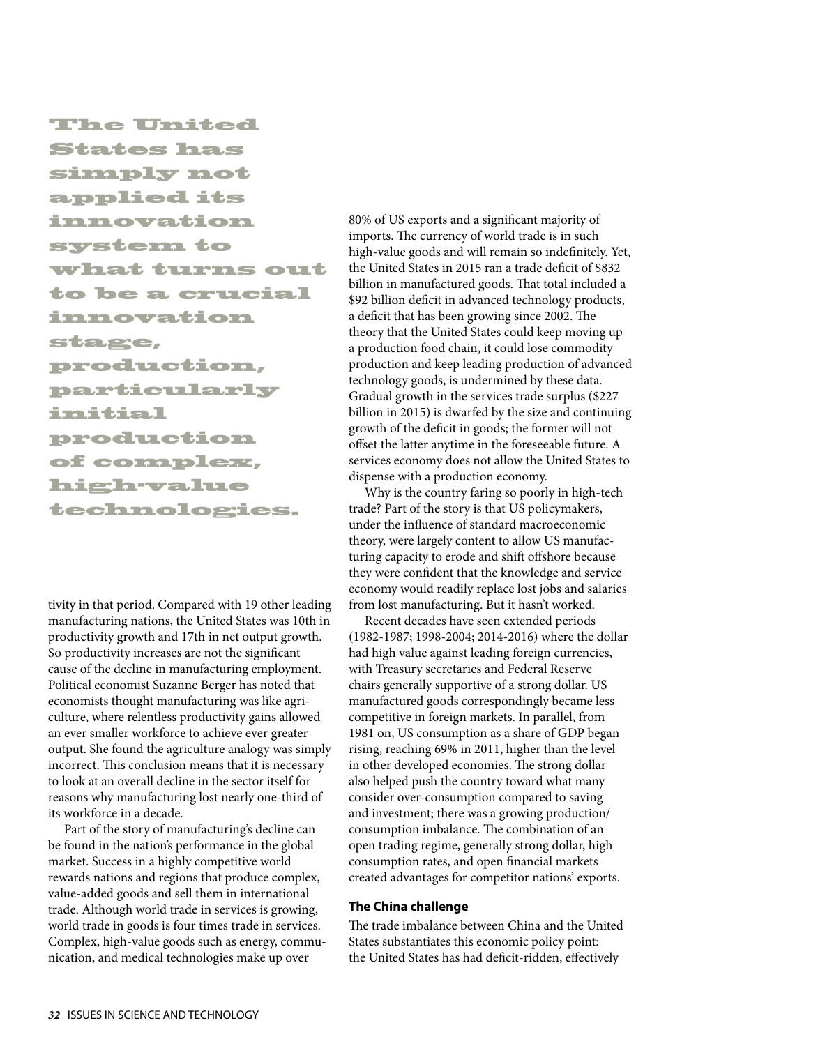**The United States has simply not applied its innovation system to what turns out to be a crucial innovation stage, production, particularly initial production of complex, high-value technologies.**

tivity in that period. Compared with 19 other leading manufacturing nations, the United States was 10th in productivity growth and 17th in net output growth. So productivity increases are not the significant cause of the decline in manufacturing employment. Political economist Suzanne Berger has noted that economists thought manufacturing was like agriculture, where relentless productivity gains allowed an ever smaller workforce to achieve ever greater output. She found the agriculture analogy was simply incorrect. This conclusion means that it is necessary to look at an overall decline in the sector itself for reasons why manufacturing lost nearly one-third of its workforce in a decade.

Part of the story of manufacturing's decline can be found in the nation's performance in the global market. Success in a highly competitive world rewards nations and regions that produce complex, value-added goods and sell them in international trade. Although world trade in services is growing, world trade in goods is four times trade in services. Complex, high-value goods such as energy, communication, and medical technologies make up over 80% of US exports and a significant majority of imports. The currency of world trade is in such high-value goods and will remain so indefinitely. Yet, the United States in 2015 ran a trade deficit of $832 billion in manufactured goods. That total included a $92 billion deficit in advanced technology products, a deficit that has been growing since 2002. The theory that the United States could keep moving up a production food chain, it could lose commodity production and keep leading production of advanced technology goods, is undermined by these data. Gradual growth in the services trade surplus ($227 billion in 2015) is dwarfed by the size and continuing growth of the deficit in goods; the former will not offset the latter anytime in the foreseeable future. A services economy does not allow the United States to dispense with a production economy.

Why is the country faring so poorly in high-tech trade? Part of the story is that US policymakers, under the influence of standard macroeconomic theory, were largely content to allow US manufacturing capacity to erode and shift offshore because they were confident that the knowledge and service economy would readily replace lost jobs and salaries from lost manufacturing. But it hasn't worked.

Recent decades have seen extended periods (1982-1987; 1998-2004; 2014-2016) where the dollar had high value against leading foreign currencies, with Treasury secretaries and Federal Reserve chairs generally supportive of a strong dollar. US manufactured goods correspondingly became less competitive in foreign markets. In parallel, from 1981 on, US consumption as a share of GDP began rising, reaching 69% in 2011, higher than the level in other developed economies. The strong dollar also helped push the country toward what many consider over-consumption compared to saving and investment; there was a growing production/consumption imbalance. The combination of an open trading regime, generally strong dollar, high consumption rates, and open financial markets created advantages for competitor nations' exports.

### The China challenge

The trade imbalance between China and the United States substantiates this economic policy point: the United States has had deficit-ridden, effectively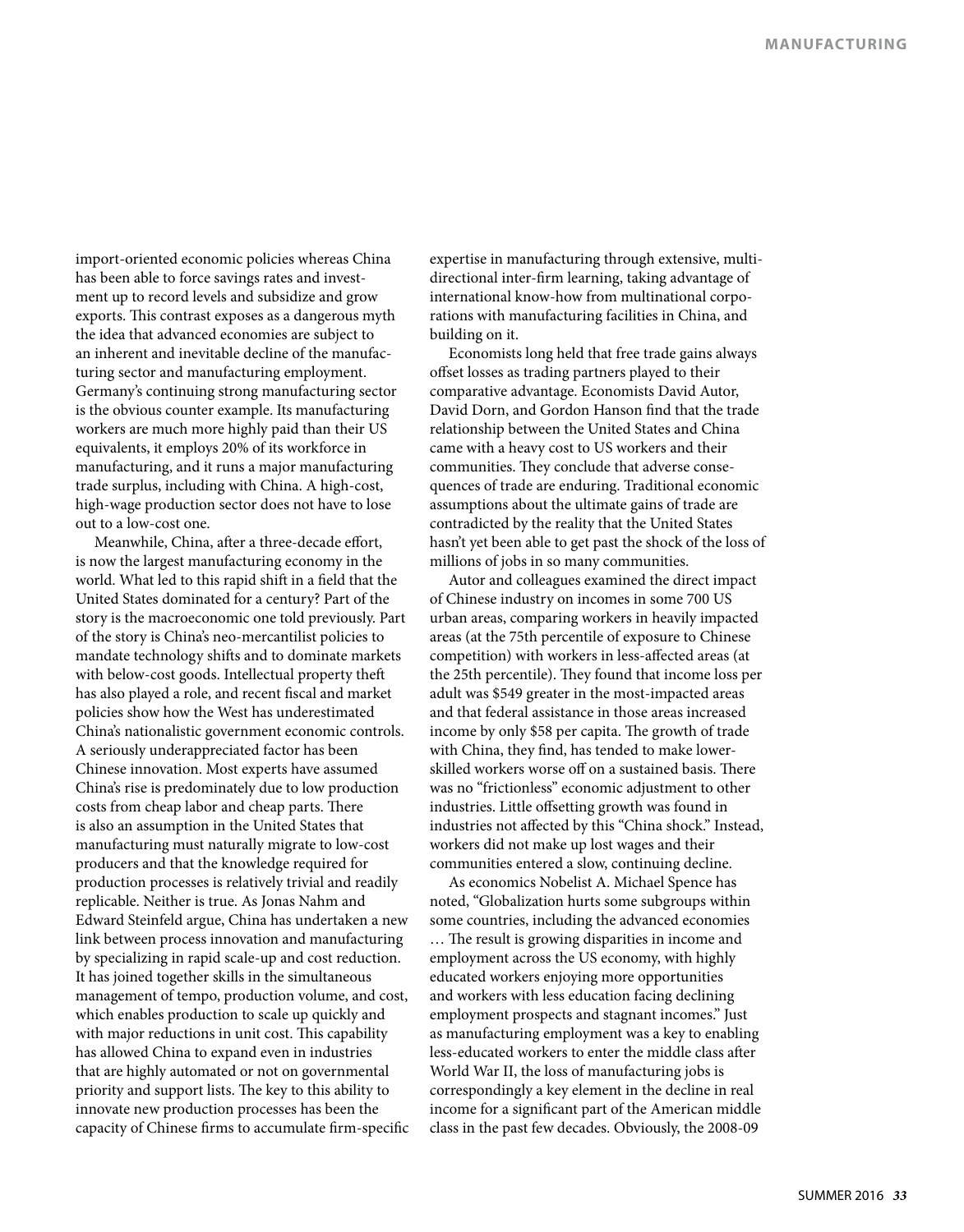import-oriented economic policies whereas China has been able to force savings rates and investment up to record levels and subsidize and grow exports. This contrast exposes as a dangerous myth the idea that advanced economies are subject to an inherent and inevitable decline of the manufacturing sector and manufacturing employment. Germany's continuing strong manufacturing sector is the obvious counter example. Its manufacturing workers are much more highly paid than their US equivalents, it employs 20% of its workforce in manufacturing, and it runs a major manufacturing trade surplus, including with China. A high-cost, high-wage production sector does not have to lose out to a low-cost one.

Meanwhile, China, after a three-decade effort, is now the largest manufacturing economy in the world. What led to this rapid shift in a field that the United States dominated for a century? Part of the story is the macroeconomic one told previously. Part of the story is China's neo-mercantilist policies to mandate technology shifts and to dominate markets with below-cost goods. Intellectual property theft has also played a role, and recent fiscal and market policies show how the West has underestimated China's nationalistic government economic controls. A seriously underappreciated factor has been Chinese innovation. Most experts have assumed China's rise is predominately due to low production costs from cheap labor and cheap parts. There is also an assumption in the United States that manufacturing must naturally migrate to low-cost producers and that the knowledge required for production processes is relatively trivial and readily replicable. Neither is true. As Jonas Nahm and Edward Steinfeld argue, China has undertaken a new link between process innovation and manufacturing by specializing in rapid scale-up and cost reduction. It has joined together skills in the simultaneous management of tempo, production volume, and cost, which enables production to scale up quickly and with major reductions in unit cost. This capability has allowed China to expand even in industries that are highly automated or not on governmental priority and support lists. The key to this ability to innovate new production processes has been the capacity of Chinese firms to accumulate firm-specific expertise in manufacturing through extensive, multi-directional inter-firm learning, taking advantage of international know-how from multinational corporations with manufacturing facilities in China, and building on it.

Economists long held that free trade gains always offset losses as trading partners played to their comparative advantage. Economists David Autor, David Dorn, and Gordon Hanson find that the trade relationship between the United States and China came with a heavy cost to US workers and their communities. They conclude that adverse consequences of trade are enduring. Traditional economic assumptions about the ultimate gains of trade are contradicted by the reality that the United States hasn't yet been able to get past the shock of the loss of millions of jobs in so many communities.

Autor and colleagues examined the direct impact of Chinese industry on incomes in some 700 US urban areas, comparing workers in heavily impacted areas (at the 75th percentile of exposure to Chinese competition) with workers in less-affected areas (at the 25th percentile). They found that income loss per adult was $549 greater in the most-impacted areas and that federal assistance in those areas increased income by only $58 per capita. The growth of trade with China, they find, has tended to make lower-skilled workers worse off on a sustained basis. There was no "frictionless" economic adjustment to other industries. Little offsetting growth was found in industries not affected by this "China shock." Instead, workers did not make up lost wages and their communities entered a slow, continuing decline.

As economics Nobelist A. Michael Spence has noted, "Globalization hurts some subgroups within some countries, including the advanced economies … The result is growing disparities in income and employment across the US economy, with highly educated workers enjoying more opportunities and workers with less education facing declining employment prospects and stagnant incomes." Just as manufacturing employment was a key to enabling less-educated workers to enter the middle class after World War II, the loss of manufacturing jobs is correspondingly a key element in the decline in real income for a significant part of the American middle class in the past few decades. Obviously, the 2008-09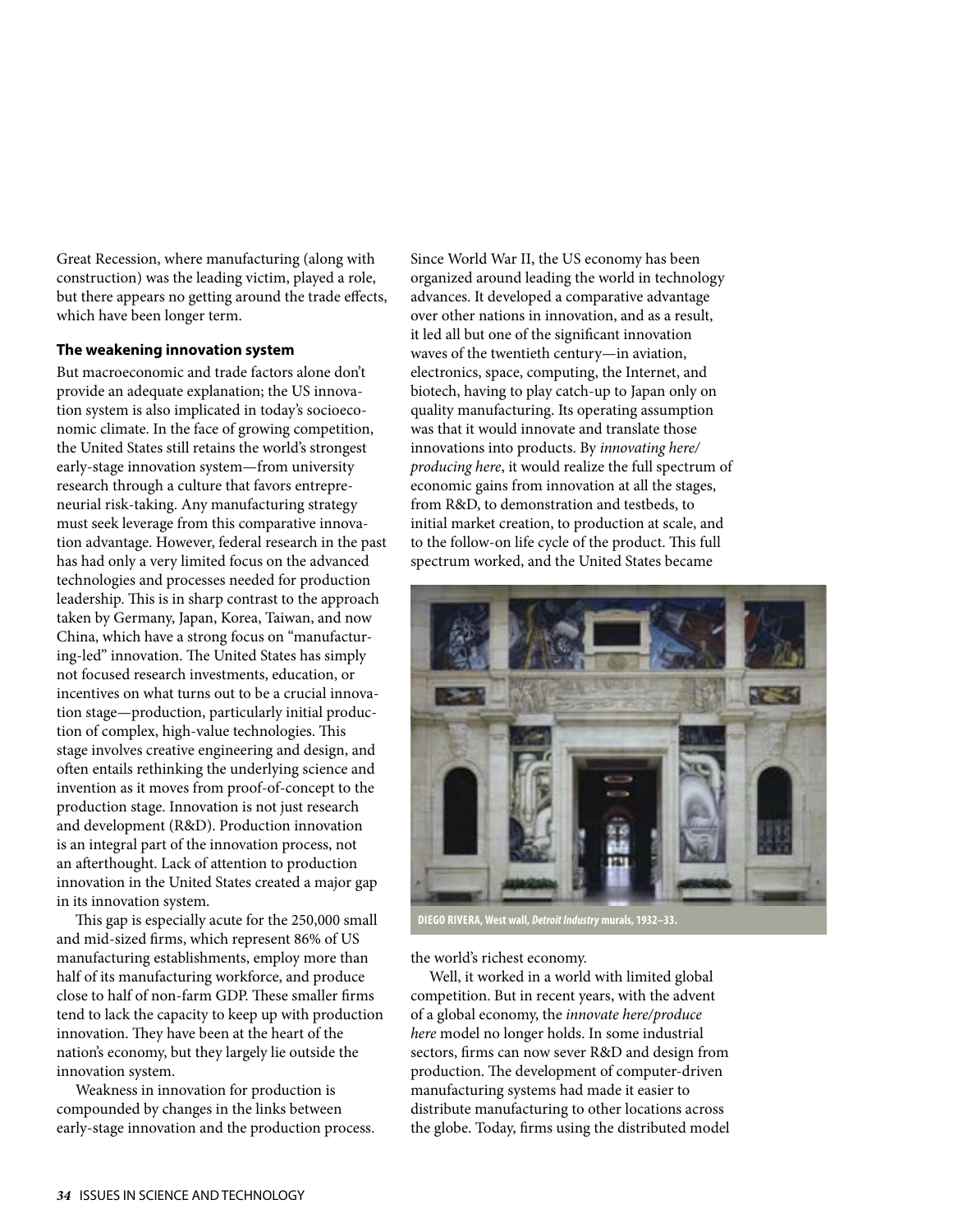Great Recession, where manufacturing (along with construction) was the leading victim, played a role, but there appears no getting around the trade effects, which have been longer term.

### The weakening innovation system

But macroeconomic and trade factors alone don't provide an adequate explanation; the US innovation system is also implicated in today's socioeconomic climate. In the face of growing competition, the United States still retains the world's strongest early-stage innovation system—from university research through a culture that favors entrepreneurial risk-taking. Any manufacturing strategy must seek leverage from this comparative innovation advantage. However, federal research in the past has had only a very limited focus on the advanced technologies and processes needed for production leadership. This is in sharp contrast to the approach taken by Germany, Japan, Korea, Taiwan, and now China, which have a strong focus on "manufacturing-led" innovation. The United States has simply not focused research investments, education, or incentives on what turns out to be a crucial innovation stage—production, particularly initial production of complex, high-value technologies. This stage involves creative engineering and design, and often entails rethinking the underlying science and invention as it moves from proof-of-concept to the production stage. Innovation is not just research and development (R&D). Production innovation is an integral part of the innovation process, not an afterthought. Lack of attention to production innovation in the United States created a major gap in its innovation system.

This gap is especially acute for the 250,000 small and mid-sized firms, which represent 86% of US manufacturing establishments, employ more than half of its manufacturing workforce, and produce close to half of non-farm GDP. These smaller firms tend to lack the capacity to keep up with production innovation. They have been at the heart of the nation's economy, but they largely lie outside the innovation system.

Weakness in innovation for production is compounded by changes in the links between early-stage innovation and the production process. Since World War II, the US economy has been organized around leading the world in technology advances. It developed a comparative advantage over other nations in innovation, and as a result, it led all but one of the significant innovation waves of the twentieth century—in aviation, electronics, space, computing, the Internet, and biotech, having to play catch-up to Japan only on quality manufacturing. Its operating assumption was that it would innovate and translate those innovations into products. By *innovating here/producing here*, it would realize the full spectrum of economic gains from innovation at all the stages, from R&D, to demonstration and testbeds, to initial market creation, to production at scale, and to the follow-on life cycle of the product. This full spectrum worked, and the United States became the world's richest economy.

**DIEGO RIVERA, West wall, *Detroit Industry* murals, 1932–33.**

Well, it worked in a world with limited global competition. But in recent years, with the advent of a global economy, the *innovate here/produce here* model no longer holds. In some industrial sectors, firms can now sever R&D and design from production. The development of computer-driven manufacturing systems had made it easier to distribute manufacturing to other locations across the globe. Today, firms using the distributed model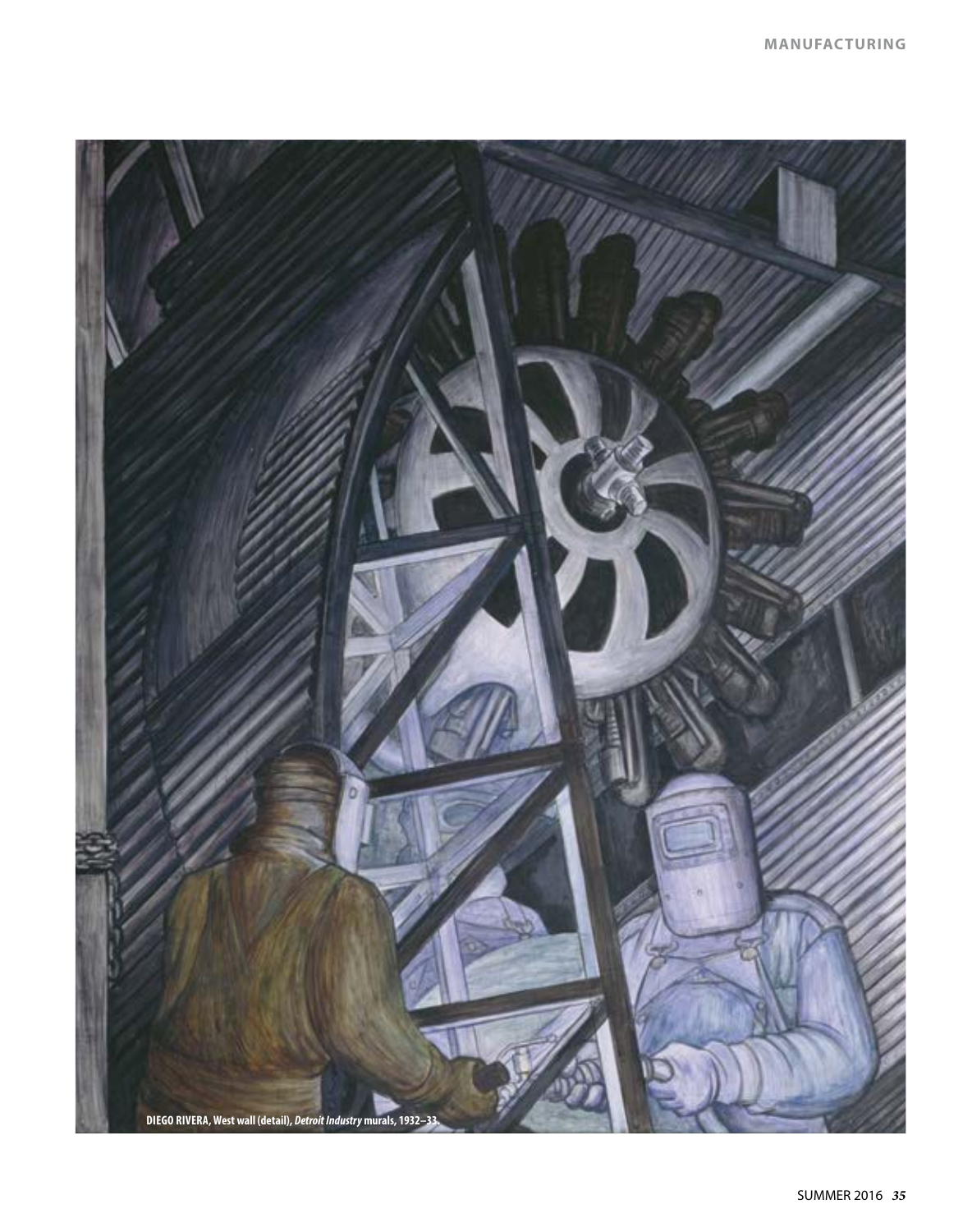DIEGO RIVERA, West wall (detail), *Detroit Industry* murals, 1932–33.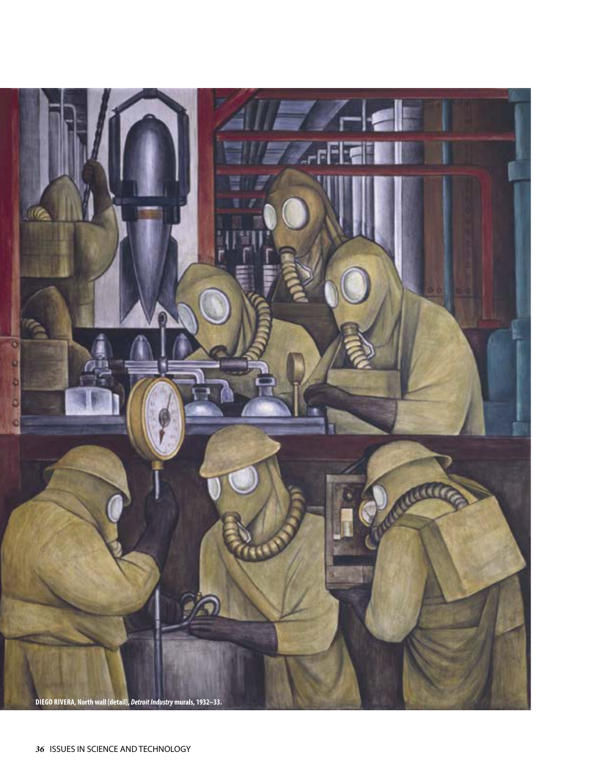DIEGO RIVERA, North wall (detail), *Detroit Industry* murals, 1932–33.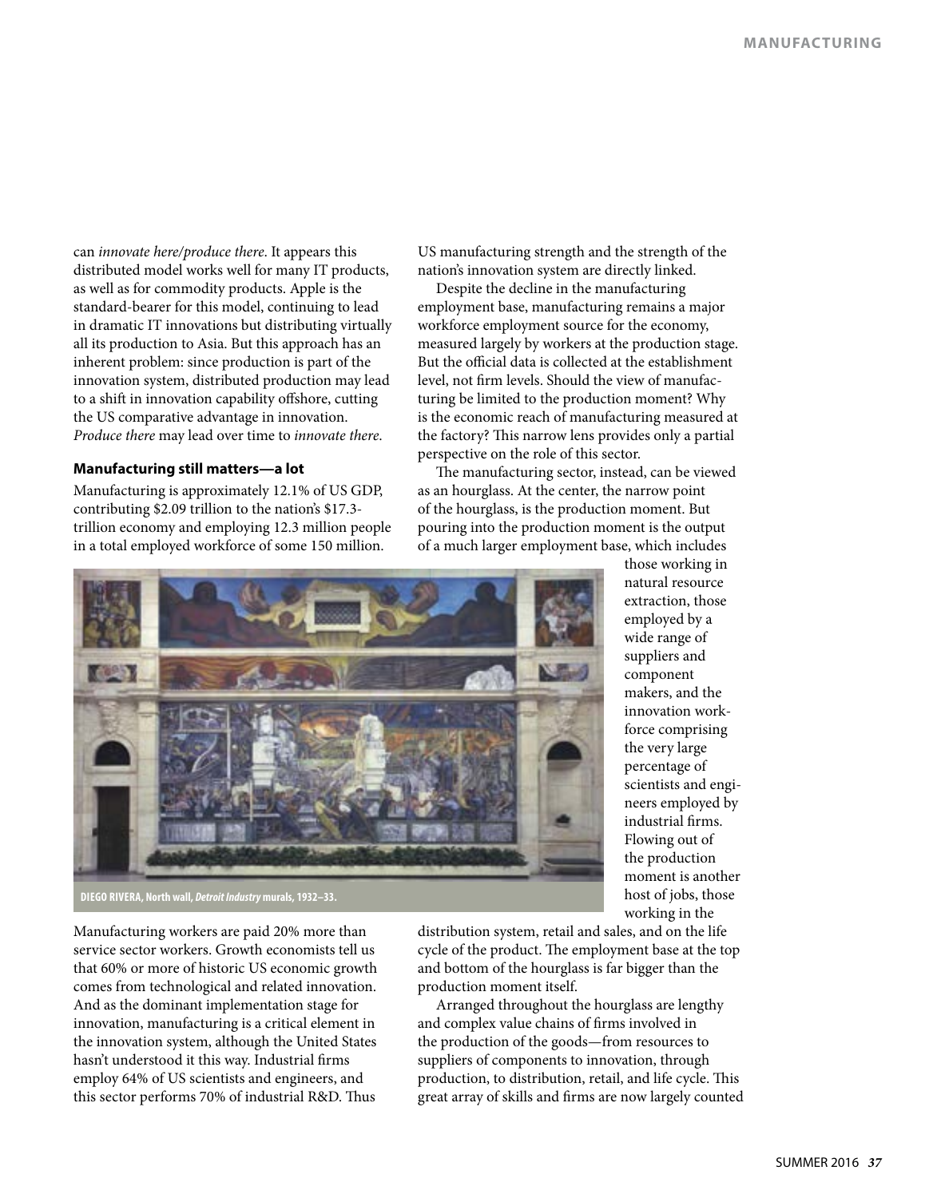can *innovate here/produce there*. It appears this distributed model works well for many IT products, as well as for commodity products. Apple is the standard-bearer for this model, continuing to lead in dramatic IT innovations but distributing virtually all its production to Asia. But this approach has an inherent problem: since production is part of the innovation system, distributed production may lead to a shift in innovation capability offshore, cutting the US comparative advantage in innovation. *Produce there* may lead over time to *innovate there*.

**Manufacturing still matters—a lot**

Manufacturing is approximately 12.1% of US GDP, contributing $2.09 trillion to the nation's $17.3-trillion economy and employing 12.3 million people in a total employed workforce of some 150 million. Manufacturing workers are paid 20% more than service sector workers. Growth economists tell us that 60% or more of historic US economic growth comes from technological and related innovation. And as the dominant implementation stage for innovation, manufacturing is a critical element in the innovation system, although the United States hasn't understood it this way. Industrial firms employ 64% of US scientists and engineers, and this sector performs 70% of industrial R&D. Thus US manufacturing strength and the strength of the nation's innovation system are directly linked.

Despite the decline in the manufacturing employment base, manufacturing remains a major workforce employment source for the economy, measured largely by workers at the production stage. But the official data is collected at the establishment level, not firm levels. Should the view of manufacturing be limited to the production moment? Why is the economic reach of manufacturing measured at the factory? This narrow lens provides only a partial perspective on the role of this sector.

The manufacturing sector, instead, can be viewed as an hourglass. At the center, the narrow point of the hourglass, is the production moment. But pouring into the production moment is the output of a much larger employment base, which includes those working in natural resource extraction, those employed by a wide range of suppliers and component makers, and the innovation workforce comprising the very large percentage of scientists and engineers employed by industrial firms. Flowing out of the production moment is another host of jobs, those working in the distribution system, retail and sales, and on the life cycle of the product. The employment base at the top and bottom of the hourglass is far bigger than the production moment itself.

Arranged throughout the hourglass are lengthy and complex value chains of firms involved in the production of the goods—from resources to suppliers of components to innovation, through production, to distribution, retail, and life cycle. This great array of skills and firms are now largely counted

DIEGO RIVERA, North wall, *Detroit Industry* murals, 1932–33.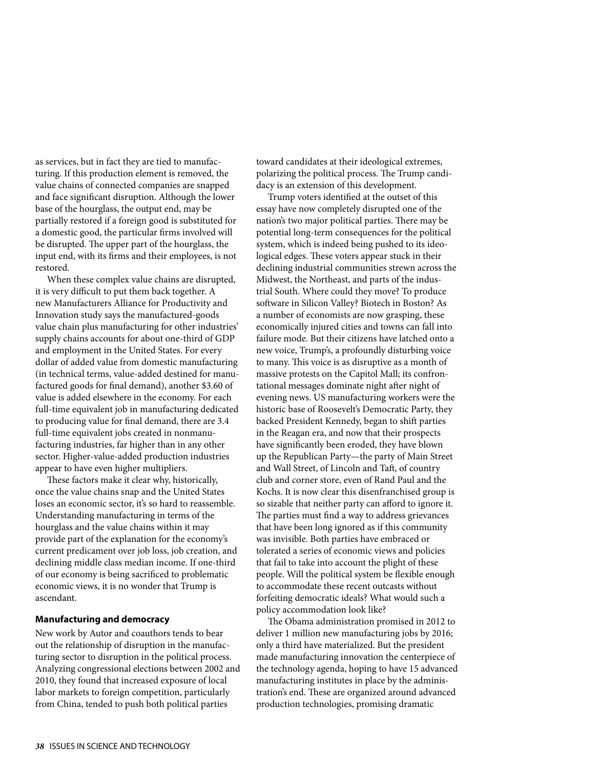as services, but in fact they are tied to manufacturing. If this production element is removed, the value chains of connected companies are snapped and face significant disruption. Although the lower base of the hourglass, the output end, may be partially restored if a foreign good is substituted for a domestic good, the particular firms involved will be disrupted. The upper part of the hourglass, the input end, with its firms and their employees, is not restored.

When these complex value chains are disrupted, it is very difficult to put them back together. A new Manufacturers Alliance for Productivity and Innovation study says the manufactured-goods value chain plus manufacturing for other industries' supply chains accounts for about one-third of GDP and employment in the United States. For every dollar of added value from domestic manufacturing (in technical terms, value-added destined for manufactured goods for final demand), another $3.60 of value is added elsewhere in the economy. For each full-time equivalent job in manufacturing dedicated to producing value for final demand, there are 3.4 full-time equivalent jobs created in nonmanufacturing industries, far higher than in any other sector. Higher-value-added production industries appear to have even higher multipliers.

These factors make it clear why, historically, once the value chains snap and the United States loses an economic sector, it's so hard to reassemble. Understanding manufacturing in terms of the hourglass and the value chains within it may provide part of the explanation for the economy's current predicament over job loss, job creation, and declining middle class median income. If one-third of our economy is being sacrificed to problematic economic views, it is no wonder that Trump is ascendant.

**Manufacturing and democracy**

New work by Autor and coauthors tends to bear out the relationship of disruption in the manufacturing sector to disruption in the political process. Analyzing congressional elections between 2002 and 2010, they found that increased exposure of local labor markets to foreign competition, particularly from China, tended to push both political parties toward candidates at their ideological extremes, polarizing the political process. The Trump candidacy is an extension of this development.

Trump voters identified at the outset of this essay have now completely disrupted one of the nation's two major political parties. There may be potential long-term consequences for the political system, which is indeed being pushed to its ideological edges. These voters appear stuck in their declining industrial communities strewn across the Midwest, the Northeast, and parts of the industrial South. Where could they move? To produce software in Silicon Valley? Biotech in Boston? As a number of economists are now grasping, these economically injured cities and towns can fall into failure mode. But their citizens have latched onto a new voice, Trump's, a profoundly disturbing voice to many. This voice is as disruptive as a month of massive protests on the Capitol Mall; its confrontational messages dominate night after night of evening news. US manufacturing workers were the historic base of Roosevelt's Democratic Party, they backed President Kennedy, began to shift parties in the Reagan era, and now that their prospects have significantly been eroded, they have blown up the Republican Party—the party of Main Street and Wall Street, of Lincoln and Taft, of country club and corner store, even of Rand Paul and the Kochs. It is now clear this disenfranchised group is so sizable that neither party can afford to ignore it. The parties must find a way to address grievances that have been long ignored as if this community was invisible. Both parties have embraced or tolerated a series of economic views and policies that fail to take into account the plight of these people. Will the political system be flexible enough to accommodate these recent outcasts without forfeiting democratic ideals? What would such a policy accommodation look like?

The Obama administration promised in 2012 to deliver 1 million new manufacturing jobs by 2016; only a third have materialized. But the president made manufacturing innovation the centerpiece of the technology agenda, hoping to have 15 advanced manufacturing institutes in place by the administration's end. These are organized around advanced production technologies, promising dramatic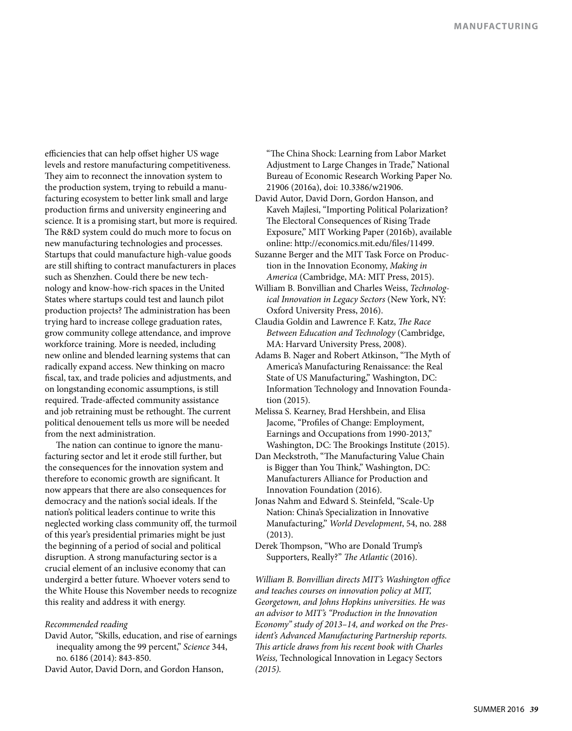efficiencies that can help offset higher US wage levels and restore manufacturing competitiveness. They aim to reconnect the innovation system to the production system, trying to rebuild a manufacturing ecosystem to better link small and large production firms and university engineering and science. It is a promising start, but more is required. The R&D system could do much more to focus on new manufacturing technologies and processes. Startups that could manufacture high-value goods are still shifting to contract manufacturers in places such as Shenzhen. Could there be new technology and know-how-rich spaces in the United States where startups could test and launch pilot production projects? The administration has been trying hard to increase college graduation rates, grow community college attendance, and improve workforce training. More is needed, including new online and blended learning systems that can radically expand access. New thinking on macro fiscal, tax, and trade policies and adjustments, and on longstanding economic assumptions, is still required. Trade-affected community assistance and job retraining must be rethought. The current political denouement tells us more will be needed from the next administration.

The nation can continue to ignore the manufacturing sector and let it erode still further, but the consequences for the innovation system and therefore to economic growth are significant. It now appears that there are also consequences for democracy and the nation's social ideals. If the nation's political leaders continue to write this neglected working class community off, the turmoil of this year's presidential primaries might be just the beginning of a period of social and political disruption. A strong manufacturing sector is a crucial element of an inclusive economy that can undergird a better future. Whoever voters send to the White House this November needs to recognize this reality and address it with energy.

*Recommended reading*

David Autor, "Skills, education, and rise of earnings inequality among the 99 percent," *Science* 344, no. 6186 (2014): 843-850.

David Autor, David Dorn, and Gordon Hanson, "The China Shock: Learning from Labor Market Adjustment to Large Changes in Trade," National Bureau of Economic Research Working Paper No. 21906 (2016a), doi: 10.3386/w21906.

David Autor, David Dorn, Gordon Hanson, and Kaveh Majlesi, "Importing Political Polarization? The Electoral Consequences of Rising Trade Exposure," MIT Working Paper (2016b), available online: http://economics.mit.edu/files/11499.

Suzanne Berger and the MIT Task Force on Production in the Innovation Economy, *Making in America* (Cambridge, MA: MIT Press, 2015).

William B. Bonvillian and Charles Weiss, *Technological Innovation in Legacy Sectors* (New York, NY: Oxford University Press, 2016).

Claudia Goldin and Lawrence F. Katz, *The Race Between Education and Technology* (Cambridge, MA: Harvard University Press, 2008).

Adams B. Nager and Robert Atkinson, "The Myth of America's Manufacturing Renaissance: the Real State of US Manufacturing," Washington, DC: Information Technology and Innovation Foundation (2015).

Melissa S. Kearney, Brad Hershbein, and Elisa Jacome, "Profiles of Change: Employment, Earnings and Occupations from 1990-2013," Washington, DC: The Brookings Institute (2015).

Dan Meckstroth, "The Manufacturing Value Chain is Bigger than You Think," Washington, DC: Manufacturers Alliance for Production and Innovation Foundation (2016).

Jonas Nahm and Edward S. Steinfeld, "Scale-Up Nation: China's Specialization in Innovative Manufacturing," *World Development*, 54, no. 288 (2013).

Derek Thompson, "Who are Donald Trump's Supporters, Really?" *The Atlantic* (2016).

*William B. Bonvillian directs MIT's Washington office and teaches courses on innovation policy at MIT, Georgetown, and Johns Hopkins universities. He was an advisor to MIT's "Production in the Innovation Economy" study of 2013–14, and worked on the President's Advanced Manufacturing Partnership reports. This article draws from his recent book with Charles Weiss,* Technological Innovation in Legacy Sectors *(2015).*